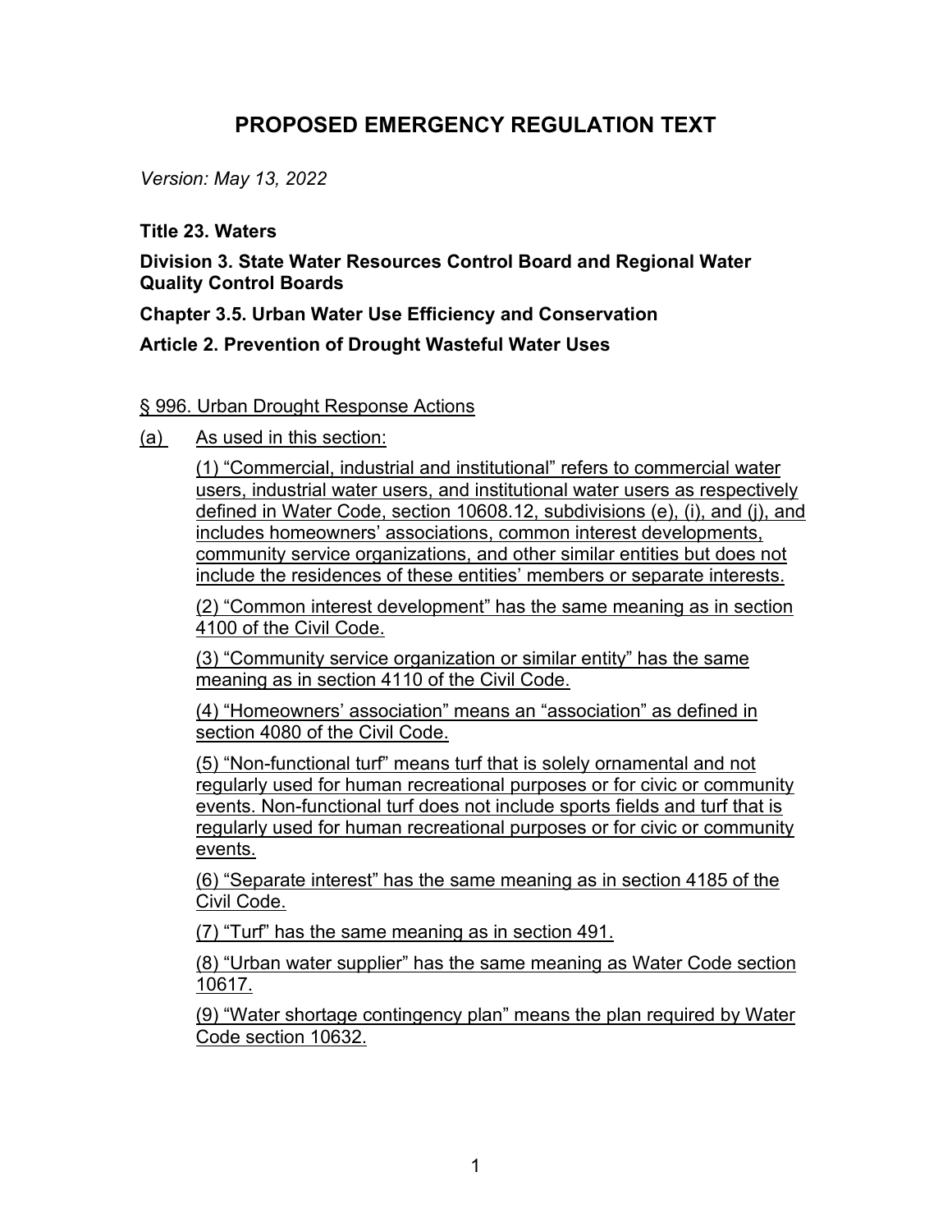# PROPOSED EMERGENCY REGULATION TEXT

*Version: May 13, 2022*

**Title 23. Waters**

**Division 3. State Water Resources Control Board and Regional Water Quality Control Boards**

**Chapter 3.5. Urban Water Use Efficiency and Conservation**

**Article 2. Prevention of Drought Wasteful Water Uses**

§ 996. Urban Drought Response Actions

(a) As used in this section:

(1) "Commercial, industrial and institutional" refers to commercial water users, industrial water users, and institutional water users as respectively defined in Water Code, section 10608.12, subdivisions (e), (i), and (j), and includes homeowners' associations, common interest developments, community service organizations, and other similar entities but does not include the residences of these entities' members or separate interests.

(2) "Common interest development" has the same meaning as in section 4100 of the Civil Code.

(3) "Community service organization or similar entity" has the same meaning as in section 4110 of the Civil Code.

(4) "Homeowners' association" means an "association" as defined in section 4080 of the Civil Code.

(5) "Non-functional turf" means turf that is solely ornamental and not regularly used for human recreational purposes or for civic or community events. Non-functional turf does not include sports fields and turf that is regularly used for human recreational purposes or for civic or community events.

(6) "Separate interest" has the same meaning as in section 4185 of the Civil Code.

(7) "Turf" has the same meaning as in section 491.

(8) "Urban water supplier" has the same meaning as Water Code section 10617.

(9) "Water shortage contingency plan" means the plan required by Water Code section 10632.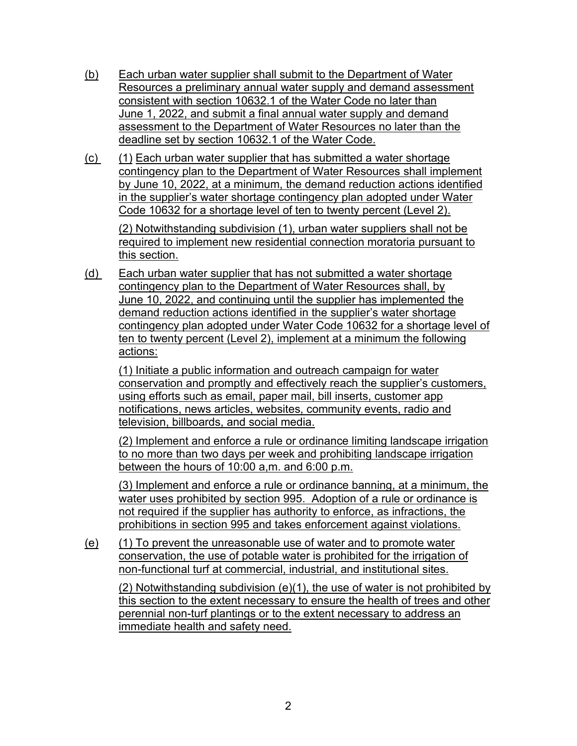(b) Each urban water supplier shall submit to the Department of Water Resources a preliminary annual water supply and demand assessment consistent with section 10632.1 of the Water Code no later than June 1, 2022, and submit a final annual water supply and demand assessment to the Department of Water Resources no later than the deadline set by section 10632.1 of the Water Code.

(c) (1) Each urban water supplier that has submitted a water shortage contingency plan to the Department of Water Resources shall implement by June 10, 2022, at a minimum, the demand reduction actions identified in the supplier's water shortage contingency plan adopted under Water Code 10632 for a shortage level of ten to twenty percent (Level 2).

(2) Notwithstanding subdivision (1), urban water suppliers shall not be required to implement new residential connection moratoria pursuant to this section.

(d) Each urban water supplier that has not submitted a water shortage contingency plan to the Department of Water Resources shall, by June 10, 2022, and continuing until the supplier has implemented the demand reduction actions identified in the supplier's water shortage contingency plan adopted under Water Code 10632 for a shortage level of ten to twenty percent (Level 2), implement at a minimum the following actions:

(1) Initiate a public information and outreach campaign for water conservation and promptly and effectively reach the supplier's customers, using efforts such as email, paper mail, bill inserts, customer app notifications, news articles, websites, community events, radio and television, billboards, and social media.

(2) Implement and enforce a rule or ordinance limiting landscape irrigation to no more than two days per week and prohibiting landscape irrigation between the hours of 10:00 a,m. and 6:00 p.m.

(3) Implement and enforce a rule or ordinance banning, at a minimum, the water uses prohibited by section 995. Adoption of a rule or ordinance is not required if the supplier has authority to enforce, as infractions, the prohibitions in section 995 and takes enforcement against violations.

(e) (1) To prevent the unreasonable use of water and to promote water conservation, the use of potable water is prohibited for the irrigation of non-functional turf at commercial, industrial, and institutional sites.

(2) Notwithstanding subdivision (e)(1), the use of water is not prohibited by this section to the extent necessary to ensure the health of trees and other perennial non-turf plantings or to the extent necessary to address an immediate health and safety need.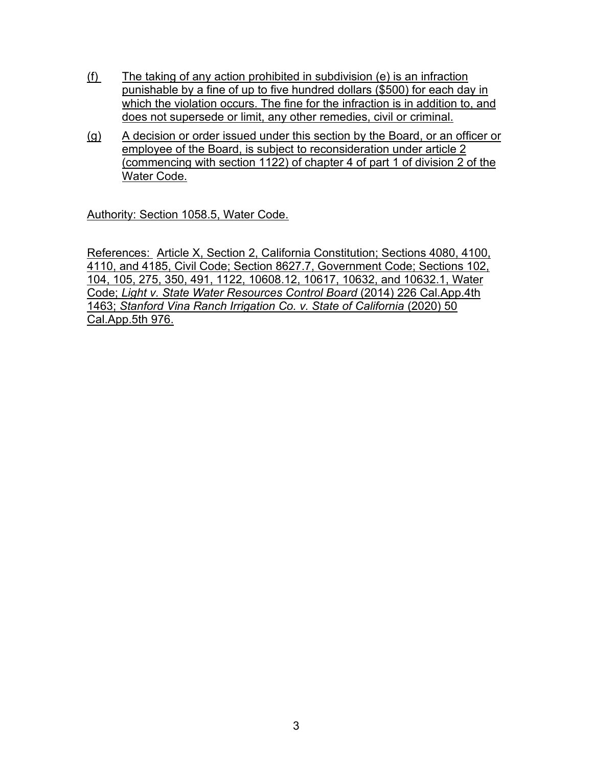(f) The taking of any action prohibited in subdivision (e) is an infraction punishable by a fine of up to five hundred dollars ($500) for each day in which the violation occurs. The fine for the infraction is in addition to, and does not supersede or limit, any other remedies, civil or criminal.

(g) A decision or order issued under this section by the Board, or an officer or employee of the Board, is subject to reconsideration under article 2 (commencing with section 1122) of chapter 4 of part 1 of division 2 of the Water Code.

Authority: Section 1058.5, Water Code.

References: Article X, Section 2, California Constitution; Sections 4080, 4100, 4110, and 4185, Civil Code; Section 8627.7, Government Code; Sections 102, 104, 105, 275, 350, 491, 1122, 10608.12, 10617, 10632, and 10632.1, Water Code; *Light v. State Water Resources Control Board* (2014) 226 Cal.App.4th 1463; *Stanford Vina Ranch Irrigation Co. v. State of California* (2020) 50 Cal.App.5th 976.